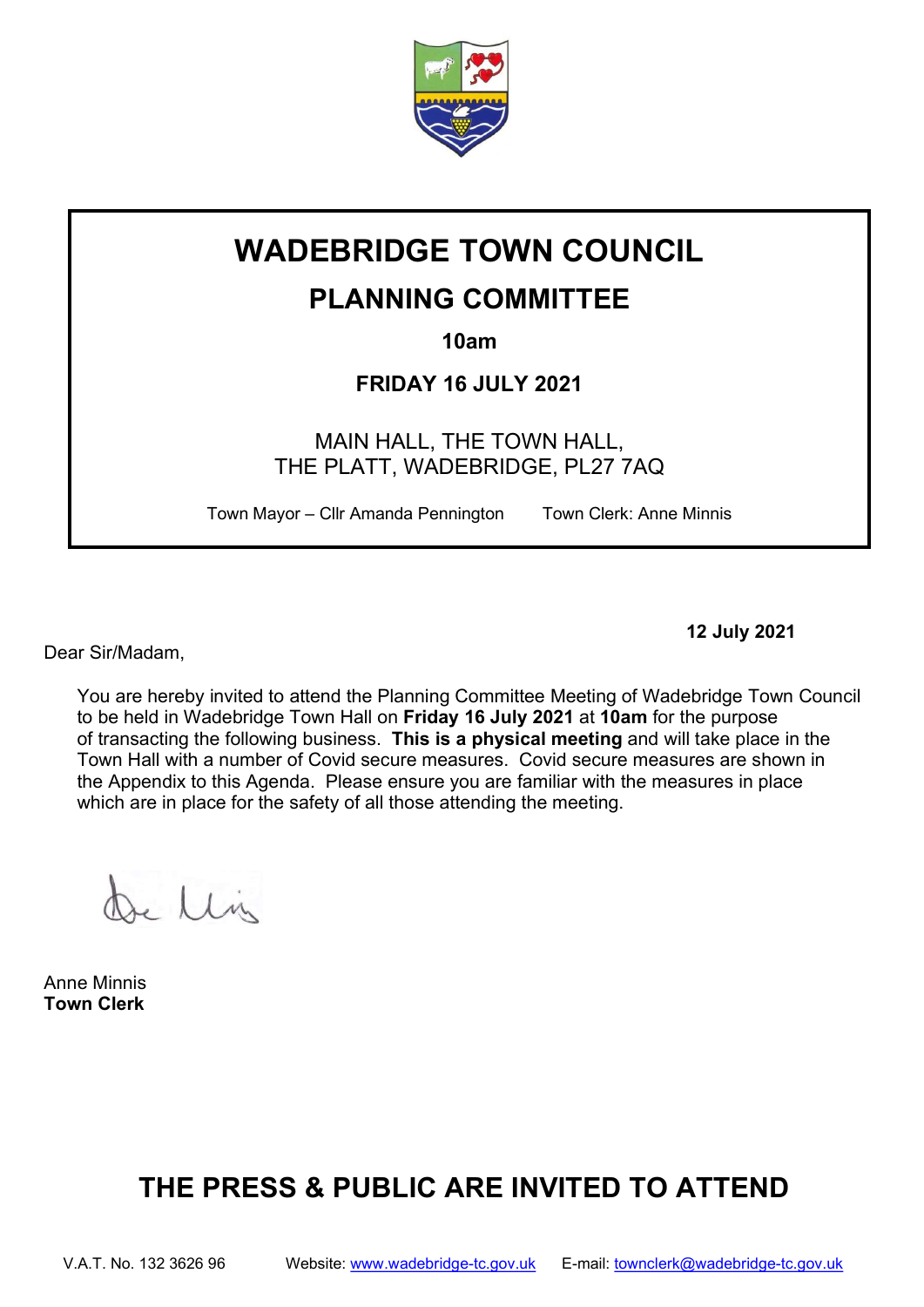# WADEBRIDGE TOWN COUNCIL

## PLANNING COMMITTEE

**10am**

**FRIDAY 16 JULY 2021**

MAIN HALL, THE TOWN HALL,
THE PLATT, WADEBRIDGE, PL27 7AQ

Town Mayor – Cllr Amanda Pennington    Town Clerk: Anne Minnis

**12 July 2021**

Dear Sir/Madam,

You are hereby invited to attend the Planning Committee Meeting of Wadebridge Town Council to be held in Wadebridge Town Hall on **Friday 16 July 2021** at **10am** for the purpose of transacting the following business. **This is a physical meeting** and will take place in the Town Hall with a number of Covid secure measures. Covid secure measures are shown in the Appendix to this Agenda. Please ensure you are familiar with the measures in place which are in place for the safety of all those attending the meeting.

Anne Minnis
**Town Clerk**

## THE PRESS & PUBLIC ARE INVITED TO ATTEND

V.A.T. No. 132 3626 96    Website: www.wadebridge-tc.gov.uk    E-mail: townclerk@wadebridge-tc.gov.uk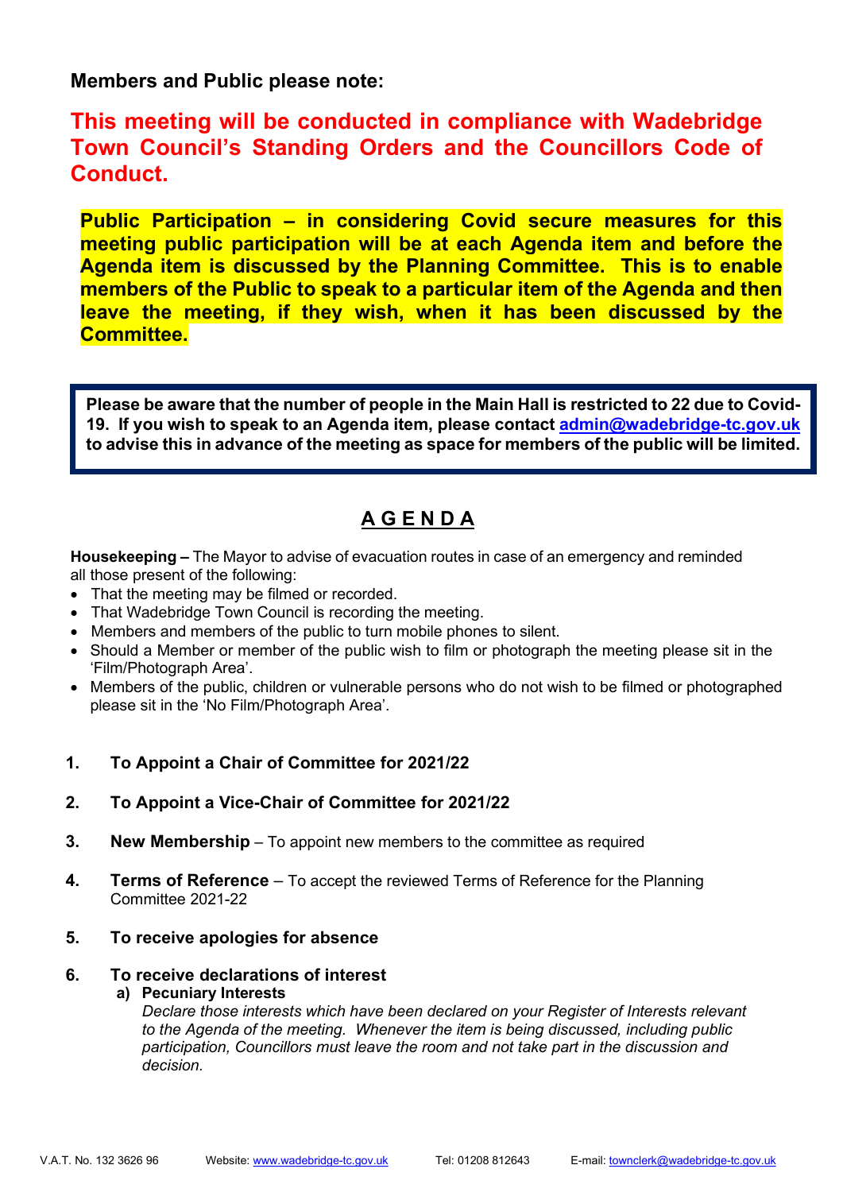**Members and Public please note:**

**This meeting will be conducted in compliance with Wadebridge Town Council's Standing Orders and the Councillors Code of Conduct.**

**Public Participation – in considering Covid secure measures for this meeting public participation will be at each Agenda item and before the Agenda item is discussed by the Planning Committee. This is to enable members of the Public to speak to a particular item of the Agenda and then leave the meeting, if they wish, when it has been discussed by the Committee.**

**Please be aware that the number of people in the Main Hall is restricted to 22 due to Covid-19. If you wish to speak to an Agenda item, please contact admin@wadebridge-tc.gov.uk to advise this in advance of the meeting as space for members of the public will be limited.**

## A G E N D A

**Housekeeping –** The Mayor to advise of evacuation routes in case of an emergency and reminded all those present of the following:

- That the meeting may be filmed or recorded.
- That Wadebridge Town Council is recording the meeting.
- Members and members of the public to turn mobile phones to silent.
- Should a Member or member of the public wish to film or photograph the meeting please sit in the 'Film/Photograph Area'.
- Members of the public, children or vulnerable persons who do not wish to be filmed or photographed please sit in the 'No Film/Photograph Area'.

1. **To Appoint a Chair of Committee for 2021/22**

2. **To Appoint a Vice-Chair of Committee for 2021/22**

3. **New Membership** – To appoint new members to the committee as required

4. **Terms of Reference** – To accept the reviewed Terms of Reference for the Planning Committee 2021-22

5. **To receive apologies for absence**

6. **To receive declarations of interest**
   a) **Pecuniary Interests**
   *Declare those interests which have been declared on your Register of Interests relevant to the Agenda of the meeting. Whenever the item is being discussed, including public participation, Councillors must leave the room and not take part in the discussion and decision.*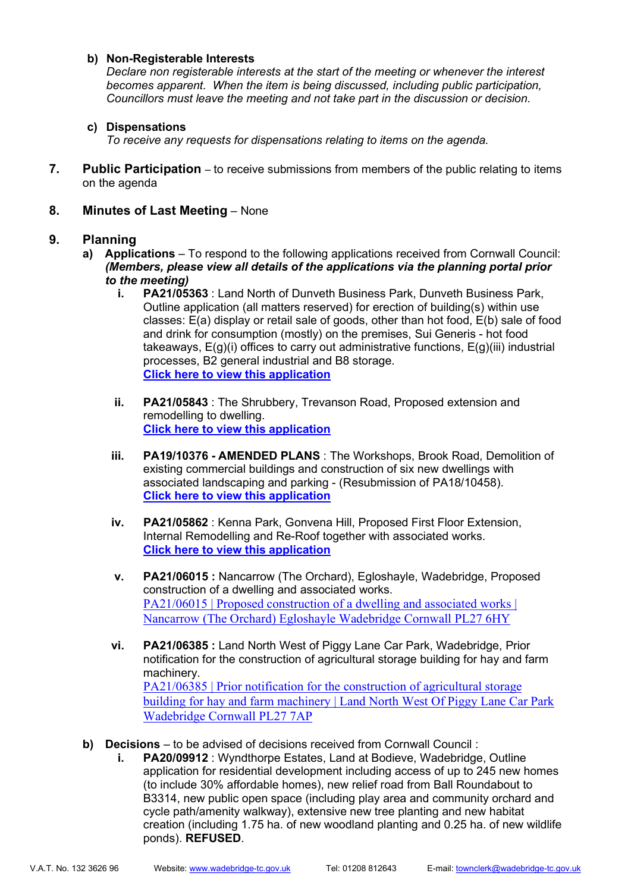**b) Non-Registerable Interests**

*Declare non registerable interests at the start of the meeting or whenever the interest becomes apparent. When the item is being discussed, including public participation, Councillors must leave the meeting and not take part in the discussion or decision.*

**c) Dispensations**

*To receive any requests for dispensations relating to items on the agenda.*

**7. Public Participation** – to receive submissions from members of the public relating to items on the agenda

**8. Minutes of Last Meeting** – None

**9. Planning**

**a) Applications** – To respond to the following applications received from Cornwall Council: ***(Members, please view all details of the applications via the planning portal prior to the meeting)***

**i. PA21/05363** : Land North of Dunveth Business Park, Dunveth Business Park, Outline application (all matters reserved) for erection of building(s) within use classes: E(a) display or retail sale of goods, other than hot food, E(b) sale of food and drink for consumption (mostly) on the premises, Sui Generis - hot food takeaways, E(g)(i) offices to carry out administrative functions, E(g)(iii) industrial processes, B2 general industrial and B8 storage.
**Click here to view this application**

**ii. PA21/05843** : The Shrubbery, Trevanson Road, Proposed extension and remodelling to dwelling.
**Click here to view this application**

**iii. PA19/10376 - AMENDED PLANS** : The Workshops, Brook Road, Demolition of existing commercial buildings and construction of six new dwellings with associated landscaping and parking - (Resubmission of PA18/10458).
**Click here to view this application**

**iv. PA21/05862** : Kenna Park, Gonvena Hill, Proposed First Floor Extension, Internal Remodelling and Re-Roof together with associated works.
**Click here to view this application**

**v. PA21/06015 :** Nancarrow (The Orchard), Egloshayle, Wadebridge, Proposed construction of a dwelling and associated works.
PA21/06015 | Proposed construction of a dwelling and associated works | Nancarrow (The Orchard) Egloshayle Wadebridge Cornwall PL27 6HY

**vi. PA21/06385 :** Land North West of Piggy Lane Car Park, Wadebridge, Prior notification for the construction of agricultural storage building for hay and farm machinery.
PA21/06385 | Prior notification for the construction of agricultural storage building for hay and farm machinery | Land North West Of Piggy Lane Car Park Wadebridge Cornwall PL27 7AP

**b) Decisions** – to be advised of decisions received from Cornwall Council :

**i. PA20/09912** : Wyndthorpe Estates, Land at Bodieve, Wadebridge, Outline application for residential development including access of up to 245 new homes (to include 30% affordable homes), new relief road from Ball Roundabout to B3314, new public open space (including play area and community orchard and cycle path/amenity walkway), extensive new tree planting and new habitat creation (including 1.75 ha. of new woodland planting and 0.25 ha. of new wildlife ponds). **REFUSED**.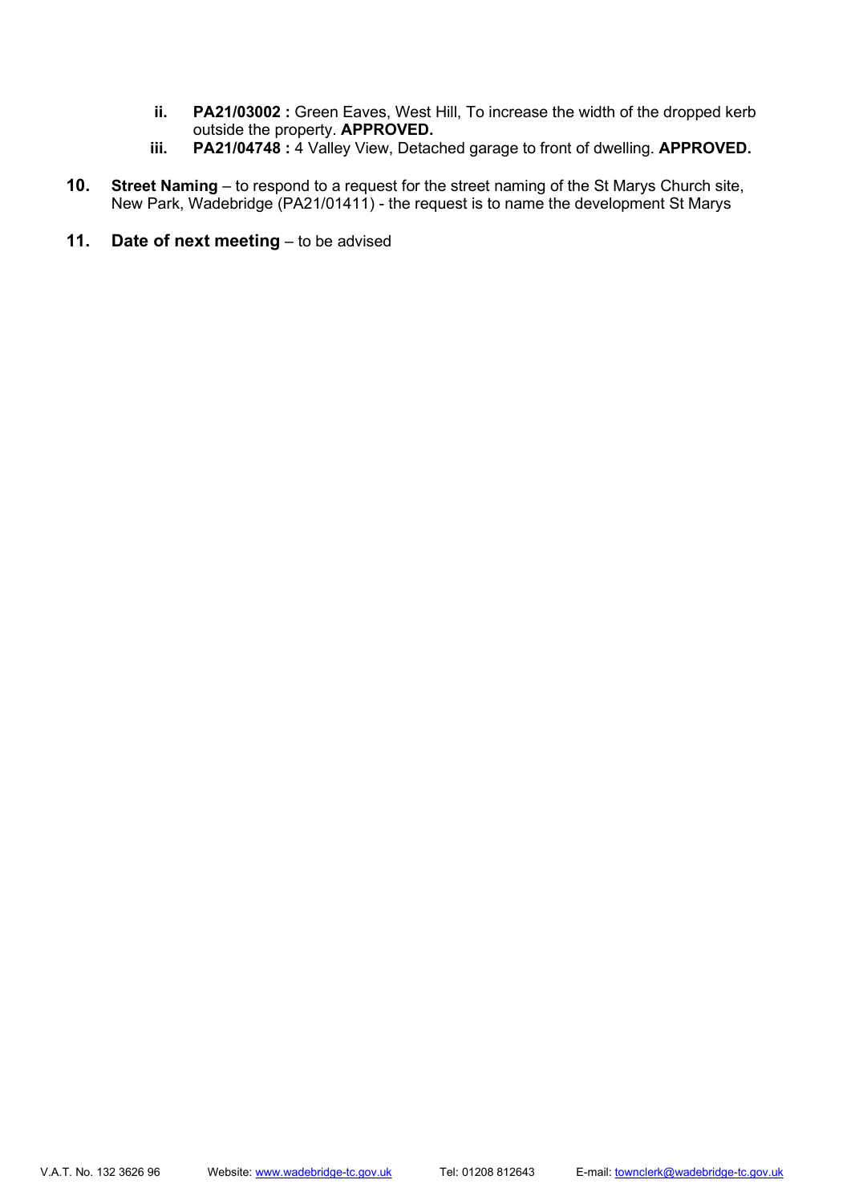ii. **PA21/03002 :** Green Eaves, West Hill, To increase the width of the dropped kerb outside the property. **APPROVED.**
   iii. **PA21/04748 :** 4 Valley View, Detached garage to front of dwelling. **APPROVED.**

10. **Street Naming** – to respond to a request for the street naming of the St Marys Church site, New Park, Wadebridge (PA21/01411) - the request is to name the development St Marys

11. **Date of next meeting** – to be advised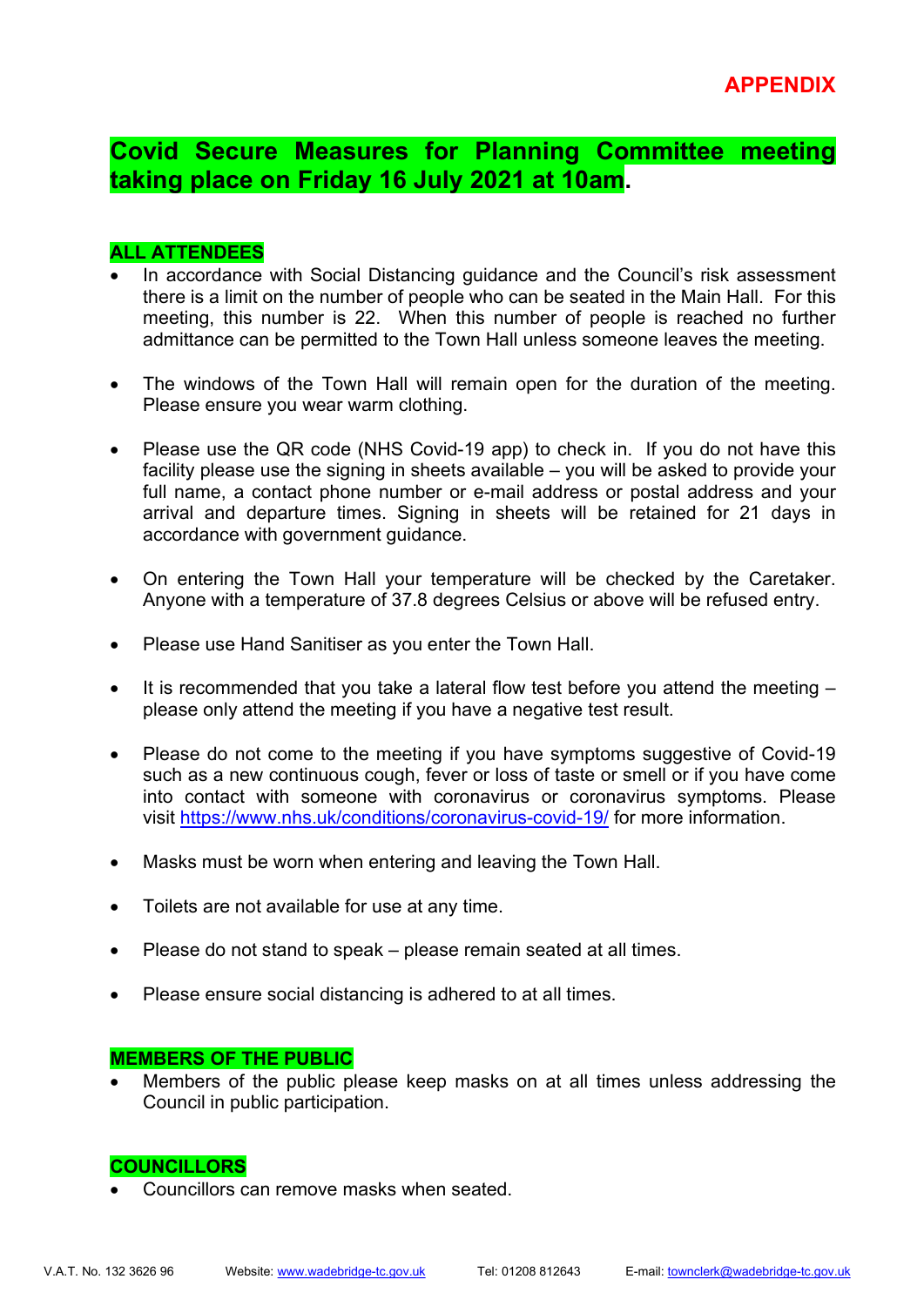**APPENDIX**

# Covid Secure Measures for Planning Committee meeting taking place on Friday 16 July 2021 at 10am.

## ALL ATTENDEES

- In accordance with Social Distancing guidance and the Council's risk assessment there is a limit on the number of people who can be seated in the Main Hall. For this meeting, this number is 22. When this number of people is reached no further admittance can be permitted to the Town Hall unless someone leaves the meeting.
- The windows of the Town Hall will remain open for the duration of the meeting. Please ensure you wear warm clothing.
- Please use the QR code (NHS Covid-19 app) to check in. If you do not have this facility please use the signing in sheets available – you will be asked to provide your full name, a contact phone number or e-mail address or postal address and your arrival and departure times. Signing in sheets will be retained for 21 days in accordance with government guidance.
- On entering the Town Hall your temperature will be checked by the Caretaker. Anyone with a temperature of 37.8 degrees Celsius or above will be refused entry.
- Please use Hand Sanitiser as you enter the Town Hall.
- It is recommended that you take a lateral flow test before you attend the meeting – please only attend the meeting if you have a negative test result.
- Please do not come to the meeting if you have symptoms suggestive of Covid-19 such as a new continuous cough, fever or loss of taste or smell or if you have come into contact with someone with coronavirus or coronavirus symptoms. Please visit https://www.nhs.uk/conditions/coronavirus-covid-19/ for more information.
- Masks must be worn when entering and leaving the Town Hall.
- Toilets are not available for use at any time.
- Please do not stand to speak – please remain seated at all times.
- Please ensure social distancing is adhered to at all times.

## MEMBERS OF THE PUBLIC

- Members of the public please keep masks on at all times unless addressing the Council in public participation.

## COUNCILLORS

- Councillors can remove masks when seated.

V.A.T. No. 132 3626 96 Website: www.wadebridge-tc.gov.uk Tel: 01208 812643 E-mail: townclerk@wadebridge-tc.gov.uk